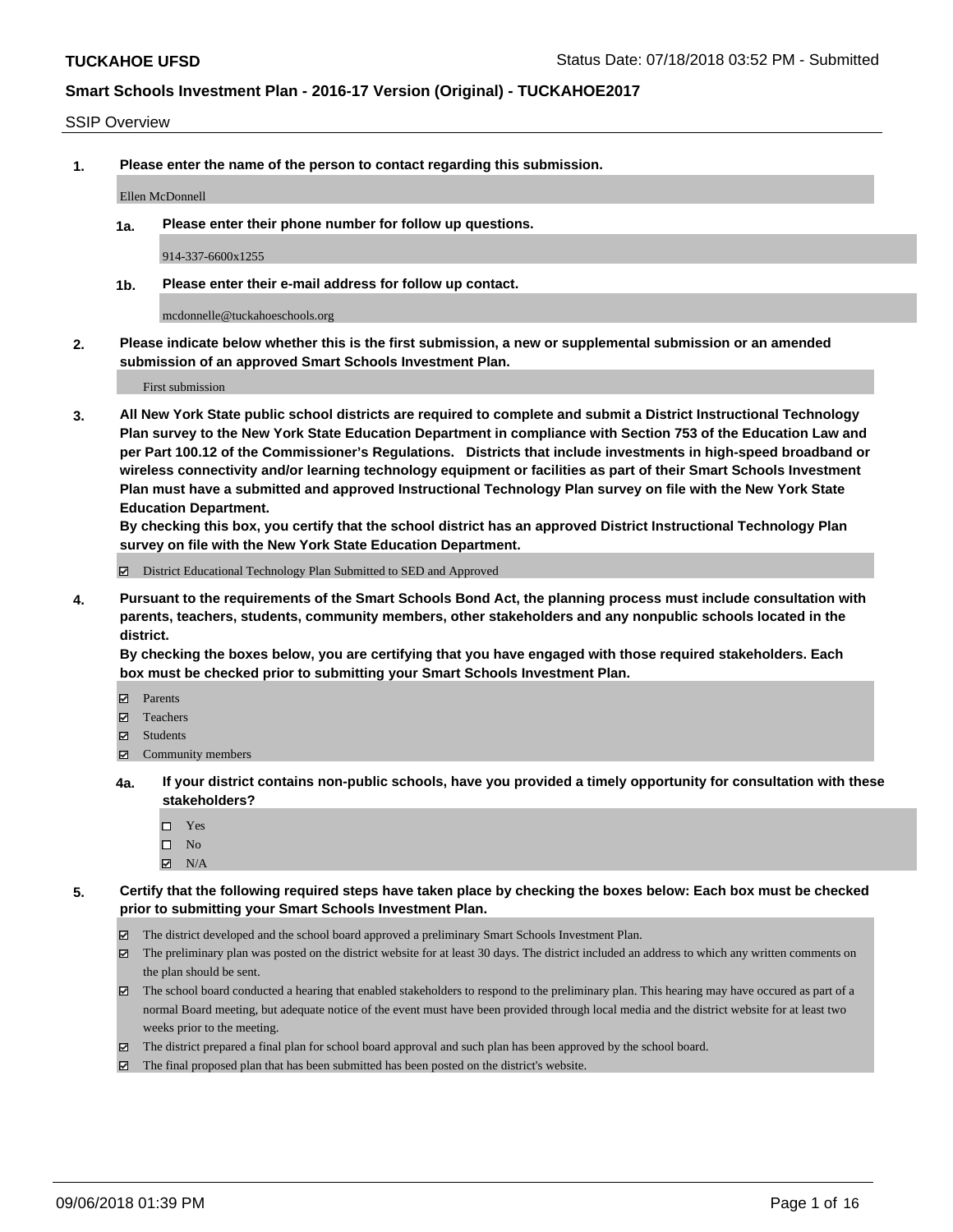## SSIP Overview

**1. Please enter the name of the person to contact regarding this submission.**

Ellen McDonnell

**1a. Please enter their phone number for follow up questions.**

914-337-6600x1255

**1b. Please enter their e-mail address for follow up contact.**

mcdonnelle@tuckahoeschools.org

**2. Please indicate below whether this is the first submission, a new or supplemental submission or an amended submission of an approved Smart Schools Investment Plan.**

First submission

**3. All New York State public school districts are required to complete and submit a District Instructional Technology Plan survey to the New York State Education Department in compliance with Section 753 of the Education Law and per Part 100.12 of the Commissioner's Regulations. Districts that include investments in high-speed broadband or wireless connectivity and/or learning technology equipment or facilities as part of their Smart Schools Investment Plan must have a submitted and approved Instructional Technology Plan survey on file with the New York State Education Department.**
**By checking this box, you certify that the school district has an approved District Instructional Technology Plan survey on file with the New York State Education Department.**

☑ District Educational Technology Plan Submitted to SED and Approved

**4. Pursuant to the requirements of the Smart Schools Bond Act, the planning process must include consultation with parents, teachers, students, community members, other stakeholders and any nonpublic schools located in the district.**
**By checking the boxes below, you are certifying that you have engaged with those required stakeholders. Each box must be checked prior to submitting your Smart Schools Investment Plan.**

☑ Parents
☑ Teachers
☑ Students
☑ Community members

**4a. If your district contains non-public schools, have you provided a timely opportunity for consultation with these stakeholders?**

☐ Yes
☐ No
☑ N/A

**5. Certify that the following required steps have taken place by checking the boxes below: Each box must be checked prior to submitting your Smart Schools Investment Plan.**

☑ The district developed and the school board approved a preliminary Smart Schools Investment Plan.
☑ The preliminary plan was posted on the district website for at least 30 days. The district included an address to which any written comments on the plan should be sent.
☑ The school board conducted a hearing that enabled stakeholders to respond to the preliminary plan. This hearing may have occured as part of a normal Board meeting, but adequate notice of the event must have been provided through local media and the district website for at least two weeks prior to the meeting.
☑ The district prepared a final plan for school board approval and such plan has been approved by the school board.
☑ The final proposed plan that has been submitted has been posted on the district's website.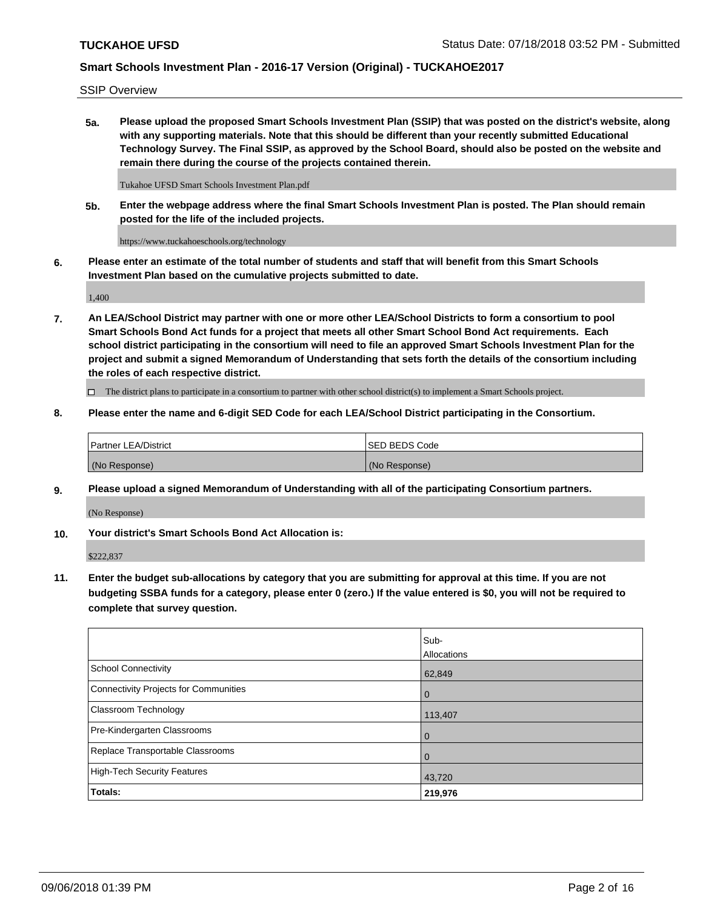SSIP Overview

**5a. Please upload the proposed Smart Schools Investment Plan (SSIP) that was posted on the district's website, along with any supporting materials. Note that this should be different than your recently submitted Educational Technology Survey. The Final SSIP, as approved by the School Board, should also be posted on the website and remain there during the course of the projects contained therein.**

Tukahoe UFSD Smart Schools Investment Plan.pdf

**5b. Enter the webpage address where the final Smart Schools Investment Plan is posted. The Plan should remain posted for the life of the included projects.**

https://www.tuckahoeschools.org/technology

**6. Please enter an estimate of the total number of students and staff that will benefit from this Smart Schools Investment Plan based on the cumulative projects submitted to date.**

1,400

**7. An LEA/School District may partner with one or more other LEA/School Districts to form a consortium to pool Smart Schools Bond Act funds for a project that meets all other Smart School Bond Act requirements. Each school district participating in the consortium will need to file an approved Smart Schools Investment Plan for the project and submit a signed Memorandum of Understanding that sets forth the details of the consortium including the roles of each respective district.**

☐ The district plans to participate in a consortium to partner with other school district(s) to implement a Smart Schools project.

**8. Please enter the name and 6-digit SED Code for each LEA/School District participating in the Consortium.**

| Partner LEA/District | SED BEDS Code |
| --- | --- |
| (No Response) | (No Response) |

**9. Please upload a signed Memorandum of Understanding with all of the participating Consortium partners.**

(No Response)

**10. Your district's Smart Schools Bond Act Allocation is:**

$222,837

**11. Enter the budget sub-allocations by category that you are submitting for approval at this time. If you are not budgeting SSBA funds for a category, please enter 0 (zero.) If the value entered is $0, you will not be required to complete that survey question.**

| | Sub-Allocations |
| --- | --- |
| School Connectivity | 62,849 |
| Connectivity Projects for Communities | 0 |
| Classroom Technology | 113,407 |
| Pre-Kindergarten Classrooms | 0 |
| Replace Transportable Classrooms | 0 |
| High-Tech Security Features | 43,720 |
| **Totals:** | **219,976** |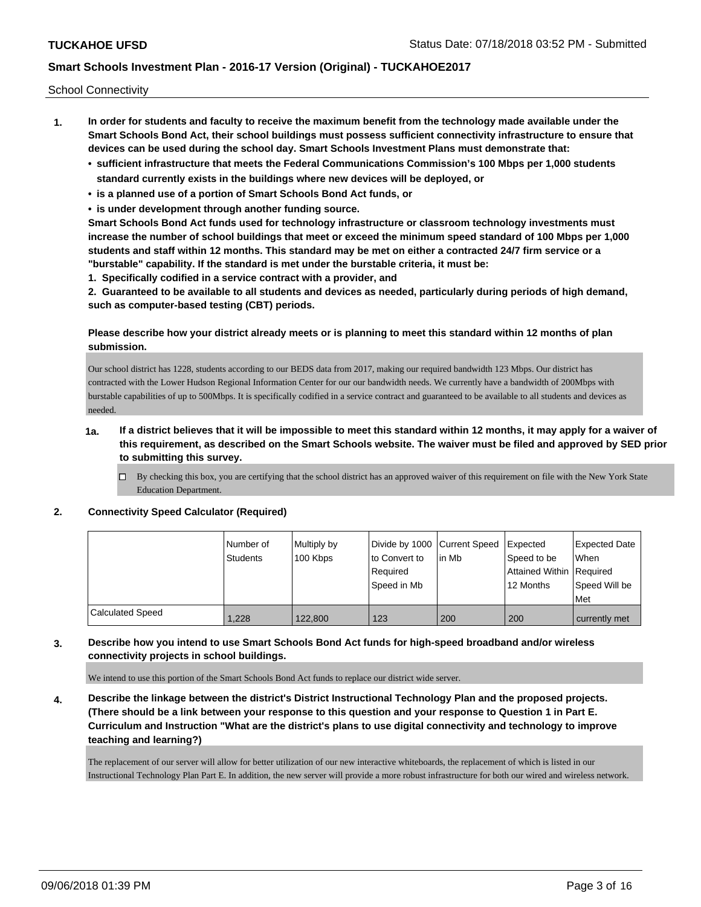School Connectivity

1. **In order for students and faculty to receive the maximum benefit from the technology made available under the Smart Schools Bond Act, their school buildings must possess sufficient connectivity infrastructure to ensure that devices can be used during the school day. Smart Schools Investment Plans must demonstrate that:**
   - **sufficient infrastructure that meets the Federal Communications Commission's 100 Mbps per 1,000 students standard currently exists in the buildings where new devices will be deployed, or**
   - **is a planned use of a portion of Smart Schools Bond Act funds, or**
   - **is under development through another funding source.**

   **Smart Schools Bond Act funds used for technology infrastructure or classroom technology investments must increase the number of school buildings that meet or exceed the minimum speed standard of 100 Mbps per 1,000 students and staff within 12 months. This standard may be met on either a contracted 24/7 firm service or a "burstable" capability. If the standard is met under the burstable criteria, it must be:**

   **1. Specifically codified in a service contract with a provider, and**

   **2. Guaranteed to be available to all students and devices as needed, particularly during periods of high demand, such as computer-based testing (CBT) periods.**

   **Please describe how your district already meets or is planning to meet this standard within 12 months of plan submission.**

   Our school district has 1228, students according to our BEDS data from 2017, making our required bandwidth 123 Mbps. Our district has contracted with the Lower Hudson Regional Information Center for our our bandwidth needs. We currently have a bandwidth of 200Mbps with burstable capabilities of up to 500Mbps. It is specifically codified in a service contract and guaranteed to be available to all students and devices as needed.

   **1a. If a district believes that it will be impossible to meet this standard within 12 months, it may apply for a waiver of this requirement, as described on the Smart Schools website. The waiver must be filed and approved by SED prior to submitting this survey.**

   ☐ By checking this box, you are certifying that the school district has an approved waiver of this requirement on file with the New York State Education Department.

2. **Connectivity Speed Calculator (Required)**

| | Number of Students | Multiply by 100 Kbps | Divide by 1000 to Convert to Required Speed in Mb | Current Speed in Mb | Expected Speed to be Attained Within 12 Months | Expected Date When Required Speed Will be Met |
|---|---|---|---|---|---|---|
| Calculated Speed | 1,228 | 122,800 | 123 | 200 | 200 | currently met |

3. **Describe how you intend to use Smart Schools Bond Act funds for high-speed broadband and/or wireless connectivity projects in school buildings.**

   We intend to use this portion of the Smart Schools Bond Act funds to replace our district wide server.

4. **Describe the linkage between the district's District Instructional Technology Plan and the proposed projects. (There should be a link between your response to this question and your response to Question 1 in Part E. Curriculum and Instruction "What are the district's plans to use digital connectivity and technology to improve teaching and learning?)**

   The replacement of our server will allow for better utilization of our new interactive whiteboards, the replacement of which is listed in our Instructional Technology Plan Part E. In addition, the new server will provide a more robust infrastructure for both our wired and wireless network.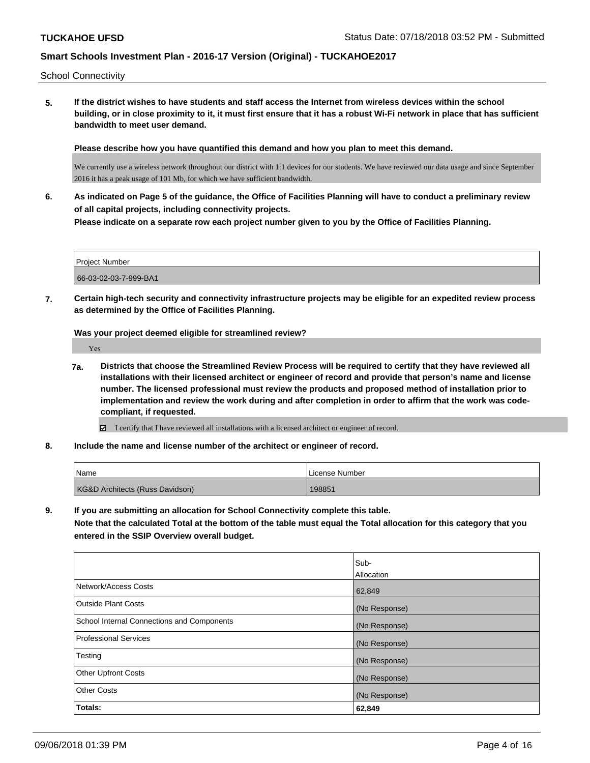School Connectivity

**5. If the district wishes to have students and staff access the Internet from wireless devices within the school building, or in close proximity to it, it must first ensure that it has a robust Wi-Fi network in place that has sufficient bandwidth to meet user demand.**

**Please describe how you have quantified this demand and how you plan to meet this demand.**

We currently use a wireless network throughout our district with 1:1 devices for our students. We have reviewed our data usage and since September 2016 it has a peak usage of 101 Mb, for which we have sufficient bandwidth.

**6. As indicated on Page 5 of the guidance, the Office of Facilities Planning will have to conduct a preliminary review of all capital projects, including connectivity projects.**

**Please indicate on a separate row each project number given to you by the Office of Facilities Planning.**

| Project Number |
| --- |
| 66-03-02-03-7-999-BA1 |

**7. Certain high-tech security and connectivity infrastructure projects may be eligible for an expedited review process as determined by the Office of Facilities Planning.**

**Was your project deemed eligible for streamlined review?**

Yes

**7a. Districts that choose the Streamlined Review Process will be required to certify that they have reviewed all installations with their licensed architect or engineer of record and provide that person's name and license number. The licensed professional must review the products and proposed method of installation prior to implementation and review the work during and after completion in order to affirm that the work was code-compliant, if requested.**

☑ I certify that I have reviewed all installations with a licensed architect or engineer of record.

**8. Include the name and license number of the architect or engineer of record.**

| Name | License Number |
| --- | --- |
| KG&D Architects (Russ Davidson) | 198851 |

**9. If you are submitting an allocation for School Connectivity complete this table.**
**Note that the calculated Total at the bottom of the table must equal the Total allocation for this category that you entered in the SSIP Overview overall budget.**

| | Sub-Allocation |
| --- | --- |
| Network/Access Costs | 62,849 |
| Outside Plant Costs | (No Response) |
| School Internal Connections and Components | (No Response) |
| Professional Services | (No Response) |
| Testing | (No Response) |
| Other Upfront Costs | (No Response) |
| Other Costs | (No Response) |
| **Totals:** | **62,849** |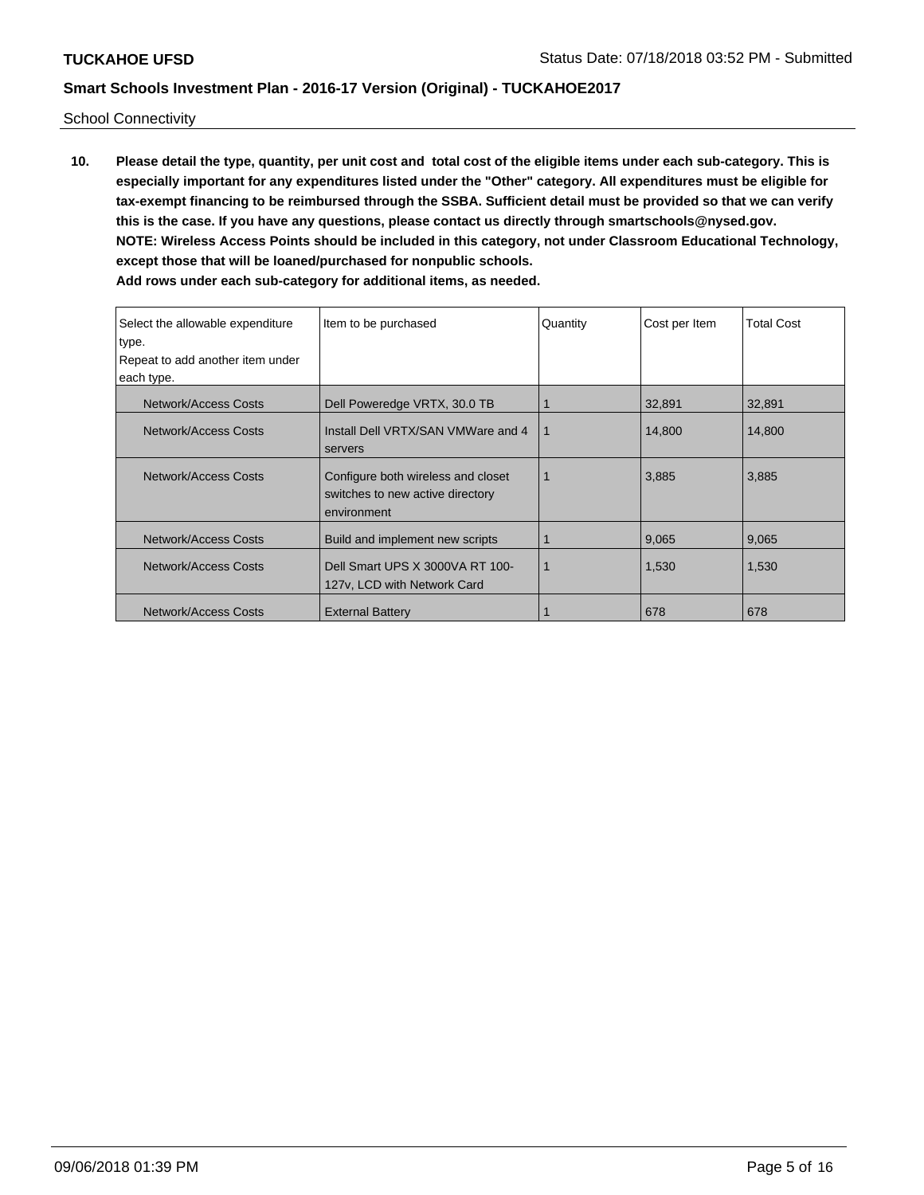School Connectivity

**10. Please detail the type, quantity, per unit cost and total cost of the eligible items under each sub-category. This is especially important for any expenditures listed under the "Other" category. All expenditures must be eligible for tax-exempt financing to be reimbursed through the SSBA. Sufficient detail must be provided so that we can verify this is the case. If you have any questions, please contact us directly through smartschools@nysed.gov.**
**NOTE: Wireless Access Points should be included in this category, not under Classroom Educational Technology, except those that will be loaned/purchased for nonpublic schools.**
**Add rows under each sub-category for additional items, as needed.**

| Select the allowable expenditure type. Repeat to add another item under each type. | Item to be purchased | Quantity | Cost per Item | Total Cost |
|---|---|---|---|---|
| Network/Access Costs | Dell Poweredge VRTX, 30.0 TB | 1 | 32,891 | 32,891 |
| Network/Access Costs | Install Dell VRTX/SAN VMWare and 4 servers | 1 | 14,800 | 14,800 |
| Network/Access Costs | Configure both wireless and closet switches to new active directory environment | 1 | 3,885 | 3,885 |
| Network/Access Costs | Build and implement new scripts | 1 | 9,065 | 9,065 |
| Network/Access Costs | Dell Smart UPS X 3000VA RT 100-127v, LCD with Network Card | 1 | 1,530 | 1,530 |
| Network/Access Costs | External Battery | 1 | 678 | 678 |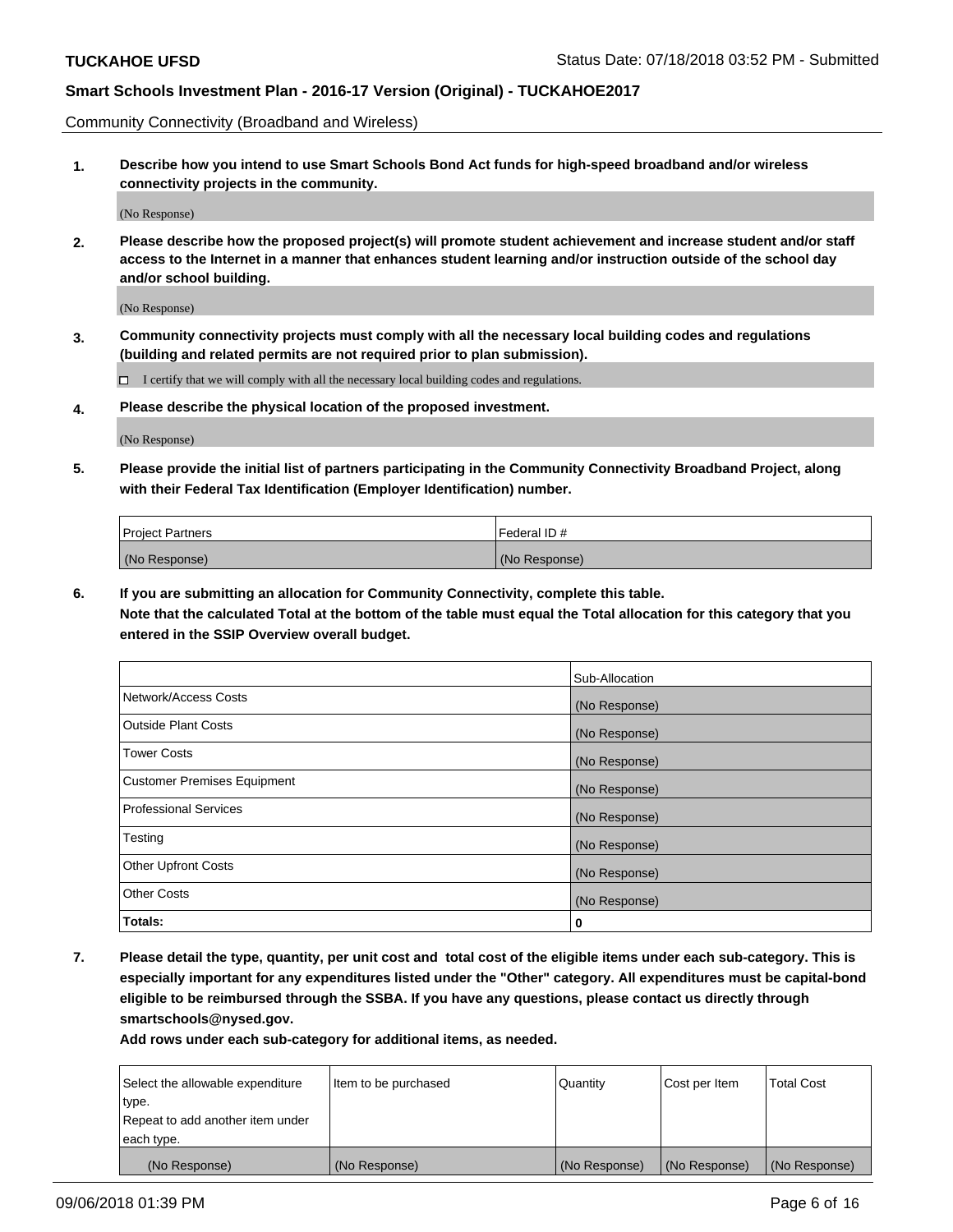Community Connectivity (Broadband and Wireless)

**1. Describe how you intend to use Smart Schools Bond Act funds for high-speed broadband and/or wireless connectivity projects in the community.**

(No Response)

**2. Please describe how the proposed project(s) will promote student achievement and increase student and/or staff access to the Internet in a manner that enhances student learning and/or instruction outside of the school day and/or school building.**

(No Response)

**3. Community connectivity projects must comply with all the necessary local building codes and regulations (building and related permits are not required prior to plan submission).**

☐ I certify that we will comply with all the necessary local building codes and regulations.

**4. Please describe the physical location of the proposed investment.**

(No Response)

**5. Please provide the initial list of partners participating in the Community Connectivity Broadband Project, along with their Federal Tax Identification (Employer Identification) number.**

| Project Partners | Federal ID # |
|---|---|
| (No Response) | (No Response) |

**6. If you are submitting an allocation for Community Connectivity, complete this table. Note that the calculated Total at the bottom of the table must equal the Total allocation for this category that you entered in the SSIP Overview overall budget.**

| | Sub-Allocation |
|---|---|
| Network/Access Costs | (No Response) |
| Outside Plant Costs | (No Response) |
| Tower Costs | (No Response) |
| Customer Premises Equipment | (No Response) |
| Professional Services | (No Response) |
| Testing | (No Response) |
| Other Upfront Costs | (No Response) |
| Other Costs | (No Response) |
| **Totals:** | **0** |

**7. Please detail the type, quantity, per unit cost and total cost of the eligible items under each sub-category. This is especially important for any expenditures listed under the "Other" category. All expenditures must be capital-bond eligible to be reimbursed through the SSBA. If you have any questions, please contact us directly through smartschools@nysed.gov.**

**Add rows under each sub-category for additional items, as needed.**

| Select the allowable expenditure type. Repeat to add another item under each type. | Item to be purchased | Quantity | Cost per Item | Total Cost |
|---|---|---|---|---|
| (No Response) | (No Response) | (No Response) | (No Response) | (No Response) |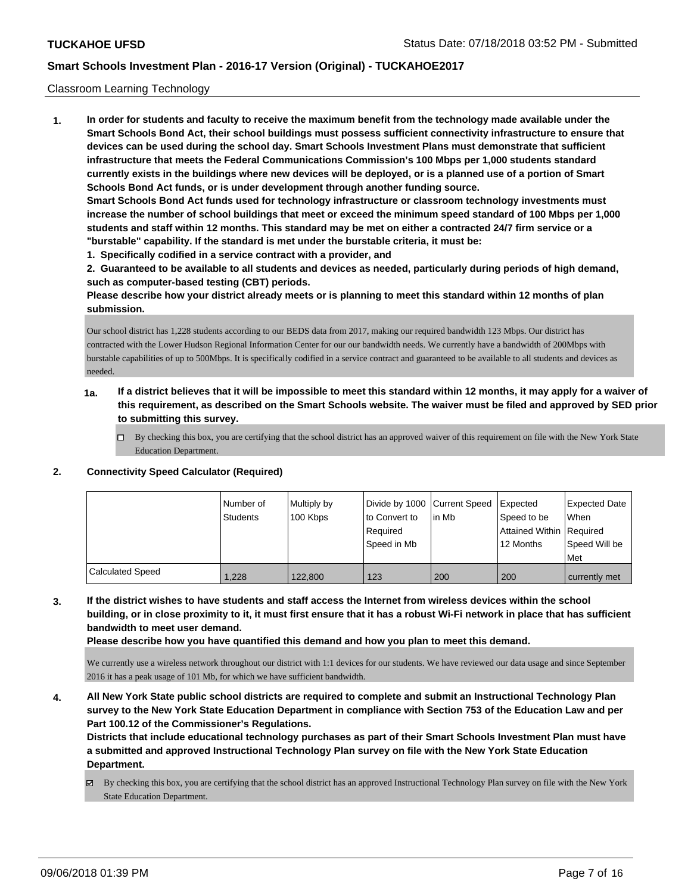Classroom Learning Technology

**1. In order for students and faculty to receive the maximum benefit from the technology made available under the Smart Schools Bond Act, their school buildings must possess sufficient connectivity infrastructure to ensure that devices can be used during the school day. Smart Schools Investment Plans must demonstrate that sufficient infrastructure that meets the Federal Communications Commission's 100 Mbps per 1,000 students standard currently exists in the buildings where new devices will be deployed, or is a planned use of a portion of Smart Schools Bond Act funds, or is under development through another funding source.**

**Smart Schools Bond Act funds used for technology infrastructure or classroom technology investments must increase the number of school buildings that meet or exceed the minimum speed standard of 100 Mbps per 1,000 students and staff within 12 months. This standard may be met on either a contracted 24/7 firm service or a "burstable" capability. If the standard is met under the burstable criteria, it must be:**

**1. Specifically codified in a service contract with a provider, and**

**2. Guaranteed to be available to all students and devices as needed, particularly during periods of high demand, such as computer-based testing (CBT) periods.**

**Please describe how your district already meets or is planning to meet this standard within 12 months of plan submission.**

Our school district has 1,228 students according to our BEDS data from 2017, making our required bandwidth 123 Mbps. Our district has contracted with the Lower Hudson Regional Information Center for our our bandwidth needs. We currently have a bandwidth of 200Mbps with burstable capabilities of up to 500Mbps. It is specifically codified in a service contract and guaranteed to be available to all students and devices as needed.

**1a. If a district believes that it will be impossible to meet this standard within 12 months, it may apply for a waiver of this requirement, as described on the Smart Schools website. The waiver must be filed and approved by SED prior to submitting this survey.**

☐ By checking this box, you are certifying that the school district has an approved waiver of this requirement on file with the New York State Education Department.

**2. Connectivity Speed Calculator (Required)**

| | Number of Students | Multiply by 100 Kbps | Divide by 1000 to Convert to Required Speed in Mb | Current Speed in Mb | Expected Speed to be Attained Within 12 Months | Expected Date When Required Speed Will be Met |
|---|---|---|---|---|---|---|
| Calculated Speed | 1,228 | 122,800 | 123 | 200 | 200 | currently met |

**3. If the district wishes to have students and staff access the Internet from wireless devices within the school building, or in close proximity to it, it must first ensure that it has a robust Wi-Fi network in place that has sufficient bandwidth to meet user demand.**

**Please describe how you have quantified this demand and how you plan to meet this demand.**

We currently use a wireless network throughout our district with 1:1 devices for our students. We have reviewed our data usage and since September 2016 it has a peak usage of 101 Mb, for which we have sufficient bandwidth.

**4. All New York State public school districts are required to complete and submit an Instructional Technology Plan survey to the New York State Education Department in compliance with Section 753 of the Education Law and per Part 100.12 of the Commissioner's Regulations.**

**Districts that include educational technology purchases as part of their Smart Schools Investment Plan must have a submitted and approved Instructional Technology Plan survey on file with the New York State Education Department.**

☑ By checking this box, you are certifying that the school district has an approved Instructional Technology Plan survey on file with the New York State Education Department.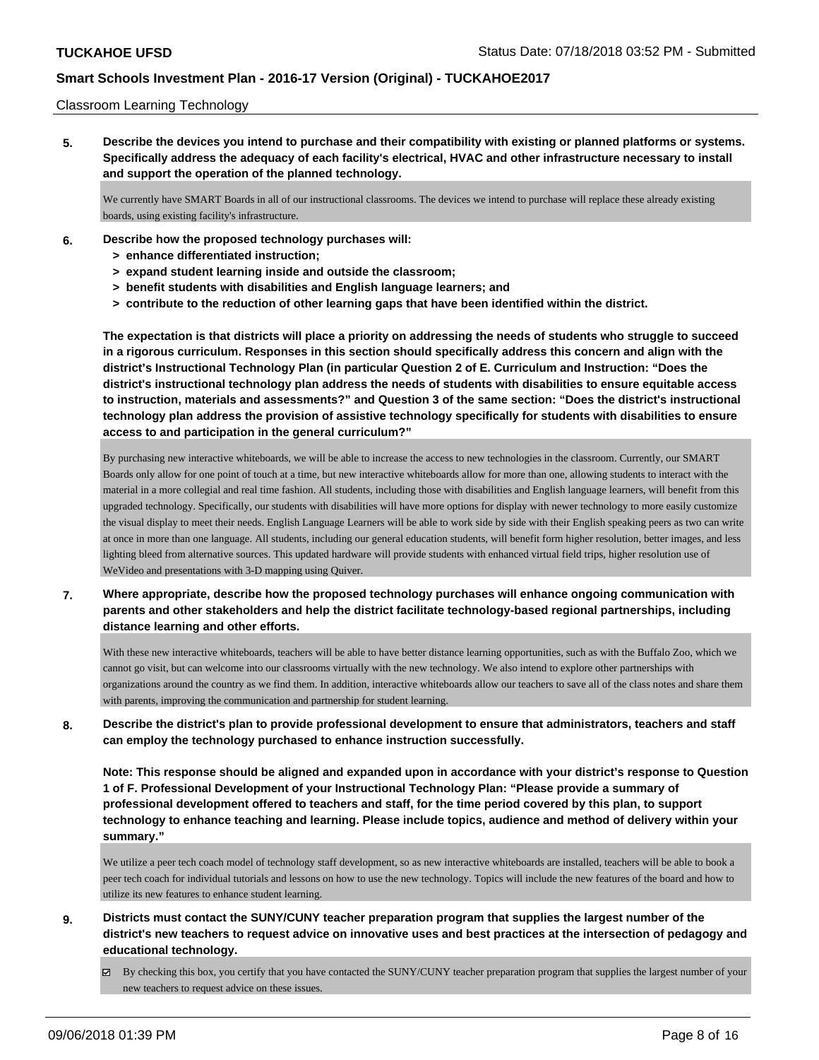Classroom Learning Technology

**5. Describe the devices you intend to purchase and their compatibility with existing or planned platforms or systems. Specifically address the adequacy of each facility's electrical, HVAC and other infrastructure necessary to install and support the operation of the planned technology.**

We currently have SMART Boards in all of our instructional classrooms. The devices we intend to purchase will replace these already existing boards, using existing facility's infrastructure.

**6. Describe how the proposed technology purchases will:**
- **> enhance differentiated instruction;**
- **> expand student learning inside and outside the classroom;**
- **> benefit students with disabilities and English language learners; and**
- **> contribute to the reduction of other learning gaps that have been identified within the district.**

**The expectation is that districts will place a priority on addressing the needs of students who struggle to succeed in a rigorous curriculum. Responses in this section should specifically address this concern and align with the district's Instructional Technology Plan (in particular Question 2 of E. Curriculum and Instruction: "Does the district's instructional technology plan address the needs of students with disabilities to ensure equitable access to instruction, materials and assessments?" and Question 3 of the same section: "Does the district's instructional technology plan address the provision of assistive technology specifically for students with disabilities to ensure access to and participation in the general curriculum?"**

By purchasing new interactive whiteboards, we will be able to increase the access to new technologies in the classroom. Currently, our SMART Boards only allow for one point of touch at a time, but new interactive whiteboards allow for more than one, allowing students to interact with the material in a more collegial and real time fashion. All students, including those with disabilities and English language learners, will benefit from this upgraded technology. Specifically, our students with disabilities will have more options for display with newer technology to more easily customize the visual display to meet their needs. English Language Learners will be able to work side by side with their English speaking peers as two can write at once in more than one language. All students, including our general education students, will benefit form higher resolution, better images, and less lighting bleed from alternative sources. This updated hardware will provide students with enhanced virtual field trips, higher resolution use of WeVideo and presentations with 3-D mapping using Quiver.

**7. Where appropriate, describe how the proposed technology purchases will enhance ongoing communication with parents and other stakeholders and help the district facilitate technology-based regional partnerships, including distance learning and other efforts.**

With these new interactive whiteboards, teachers will be able to have better distance learning opportunities, such as with the Buffalo Zoo, which we cannot go visit, but can welcome into our classrooms virtually with the new technology. We also intend to explore other partnerships with organizations around the country as we find them. In addition, interactive whiteboards allow our teachers to save all of the class notes and share them with parents, improving the communication and partnership for student learning.

**8. Describe the district's plan to provide professional development to ensure that administrators, teachers and staff can employ the technology purchased to enhance instruction successfully.**

**Note: This response should be aligned and expanded upon in accordance with your district's response to Question 1 of F. Professional Development of your Instructional Technology Plan: "Please provide a summary of professional development offered to teachers and staff, for the time period covered by this plan, to support technology to enhance teaching and learning. Please include topics, audience and method of delivery within your summary."**

We utilize a peer tech coach model of technology staff development, so as new interactive whiteboards are installed, teachers will be able to book a peer tech coach for individual tutorials and lessons on how to use the new technology. Topics will include the new features of the board and how to utilize its new features to enhance student learning.

**9. Districts must contact the SUNY/CUNY teacher preparation program that supplies the largest number of the district's new teachers to request advice on innovative uses and best practices at the intersection of pedagogy and educational technology.**

☑ By checking this box, you certify that you have contacted the SUNY/CUNY teacher preparation program that supplies the largest number of your new teachers to request advice on these issues.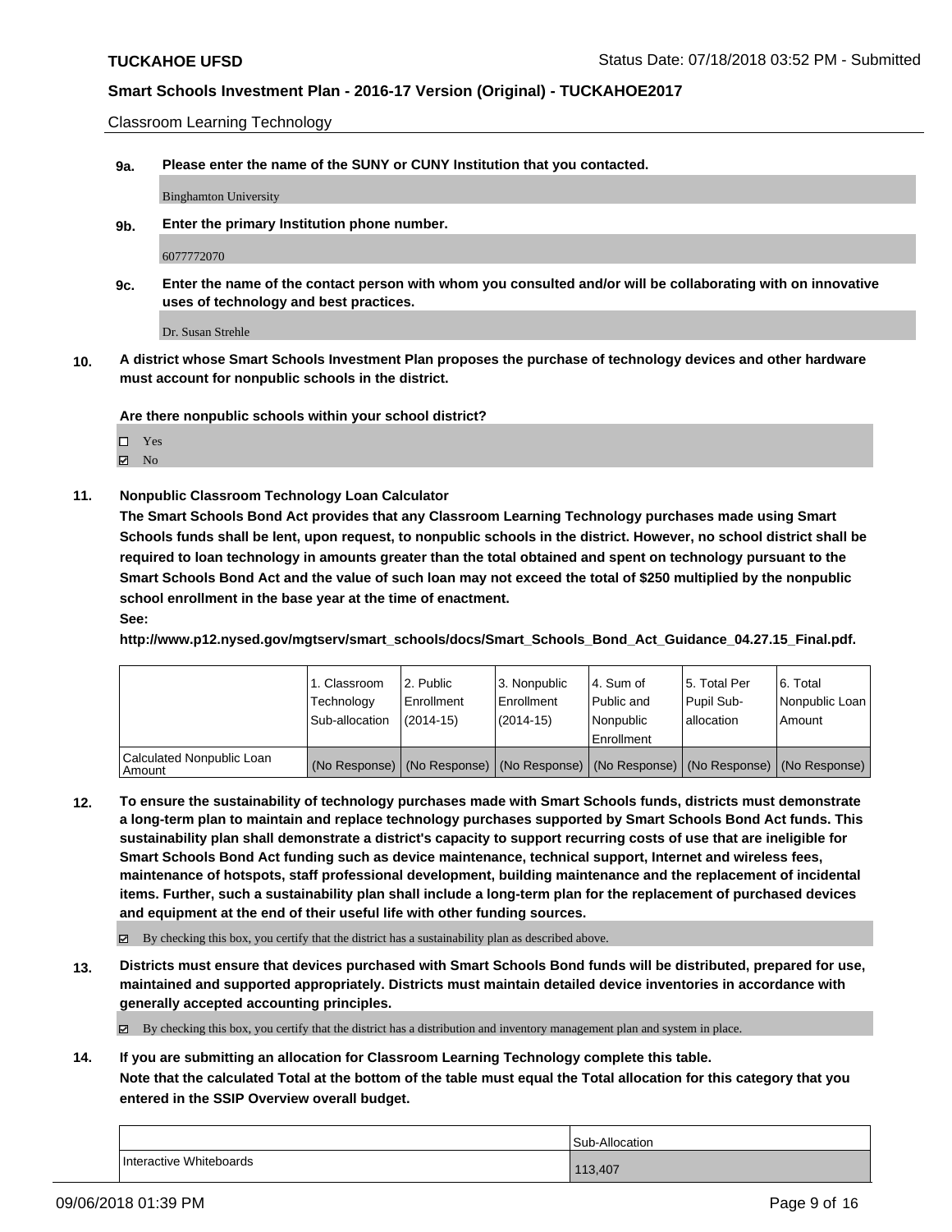Classroom Learning Technology

**9a. Please enter the name of the SUNY or CUNY Institution that you contacted.**

Binghamton University

**9b. Enter the primary Institution phone number.**

6077772070

**9c. Enter the name of the contact person with whom you consulted and/or will be collaborating with on innovative uses of technology and best practices.**

Dr. Susan Strehle

**10. A district whose Smart Schools Investment Plan proposes the purchase of technology devices and other hardware must account for nonpublic schools in the district.**

**Are there nonpublic schools within your school district?**

☐ Yes
☑ No

**11. Nonpublic Classroom Technology Loan Calculator**

**The Smart Schools Bond Act provides that any Classroom Learning Technology purchases made using Smart Schools funds shall be lent, upon request, to nonpublic schools in the district. However, no school district shall be required to loan technology in amounts greater than the total obtained and spent on technology pursuant to the Smart Schools Bond Act and the value of such loan may not exceed the total of $250 multiplied by the nonpublic school enrollment in the base year at the time of enactment.**

**See:**

**http://www.p12.nysed.gov/mgtserv/smart_schools/docs/Smart_Schools_Bond_Act_Guidance_04.27.15_Final.pdf.**

| | 1. Classroom Technology Sub-allocation | 2. Public Enrollment (2014-15) | 3. Nonpublic Enrollment (2014-15) | 4. Sum of Public and Nonpublic Enrollment | 5. Total Per Pupil Sub-allocation | 6. Total Nonpublic Loan Amount |
|---|---|---|---|---|---|---|
| Calculated Nonpublic Loan Amount | (No Response) | (No Response) | (No Response) | (No Response) | (No Response) | (No Response) |

**12. To ensure the sustainability of technology purchases made with Smart Schools funds, districts must demonstrate a long-term plan to maintain and replace technology purchases supported by Smart Schools Bond Act funds. This sustainability plan shall demonstrate a district's capacity to support recurring costs of use that are ineligible for Smart Schools Bond Act funding such as device maintenance, technical support, Internet and wireless fees, maintenance of hotspots, staff professional development, building maintenance and the replacement of incidental items. Further, such a sustainability plan shall include a long-term plan for the replacement of purchased devices and equipment at the end of their useful life with other funding sources.**

☑ By checking this box, you certify that the district has a sustainability plan as described above.

**13. Districts must ensure that devices purchased with Smart Schools Bond funds will be distributed, prepared for use, maintained and supported appropriately. Districts must maintain detailed device inventories in accordance with generally accepted accounting principles.**

☑ By checking this box, you certify that the district has a distribution and inventory management plan and system in place.

**14. If you are submitting an allocation for Classroom Learning Technology complete this table.**
**Note that the calculated Total at the bottom of the table must equal the Total allocation for this category that you entered in the SSIP Overview overall budget.**

| | Sub-Allocation |
|---|---|
| Interactive Whiteboards | 113,407 |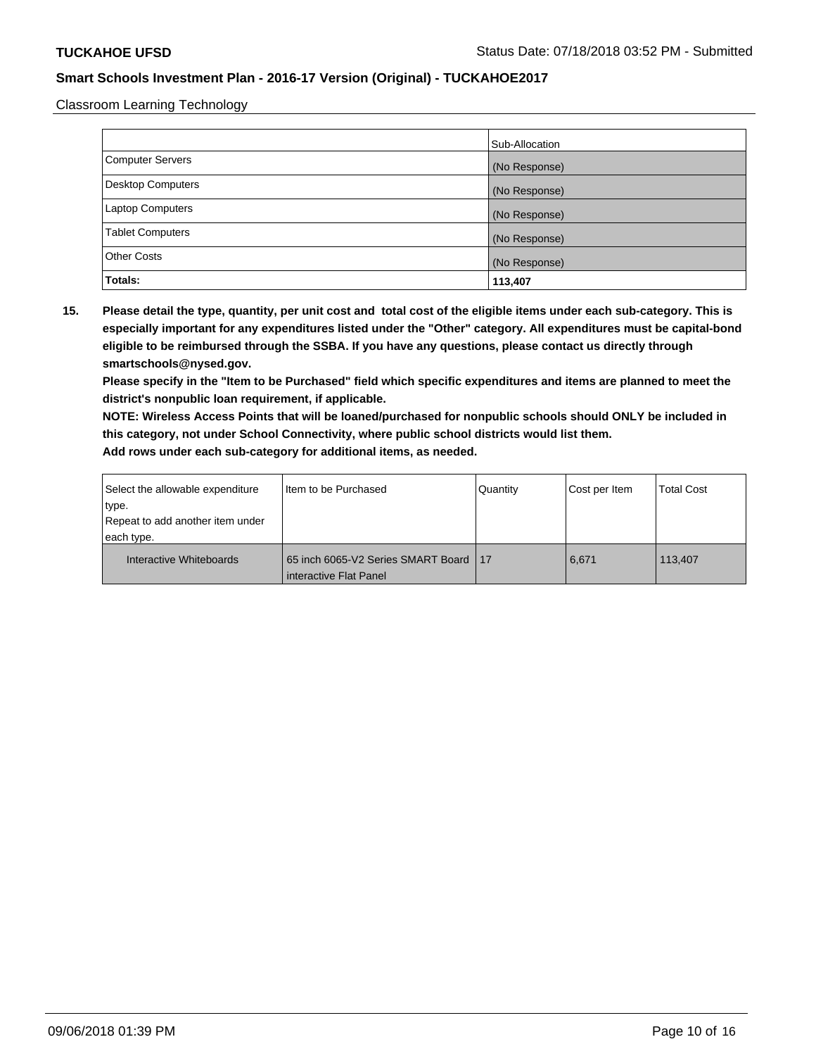Classroom Learning Technology

| | Sub-Allocation |
|---|---|
| Computer Servers | (No Response) |
| Desktop Computers | (No Response) |
| Laptop Computers | (No Response) |
| Tablet Computers | (No Response) |
| Other Costs | (No Response) |
| **Totals:** | **113,407** |

**15. Please detail the type, quantity, per unit cost and total cost of the eligible items under each sub-category. This is especially important for any expenditures listed under the "Other" category. All expenditures must be capital-bond eligible to be reimbursed through the SSBA. If you have any questions, please contact us directly through smartschools@nysed.gov.**

**Please specify in the "Item to be Purchased" field which specific expenditures and items are planned to meet the district's nonpublic loan requirement, if applicable.**

**NOTE: Wireless Access Points that will be loaned/purchased for nonpublic schools should ONLY be included in this category, not under School Connectivity, where public school districts would list them.**

**Add rows under each sub-category for additional items, as needed.**

| Select the allowable expenditure type. Repeat to add another item under each type. | Item to be Purchased | Quantity | Cost per Item | Total Cost |
|---|---|---|---|---|
| Interactive Whiteboards | 65 inch 6065-V2 Series SMART Board interactive Flat Panel | 17 | 6,671 | 113,407 |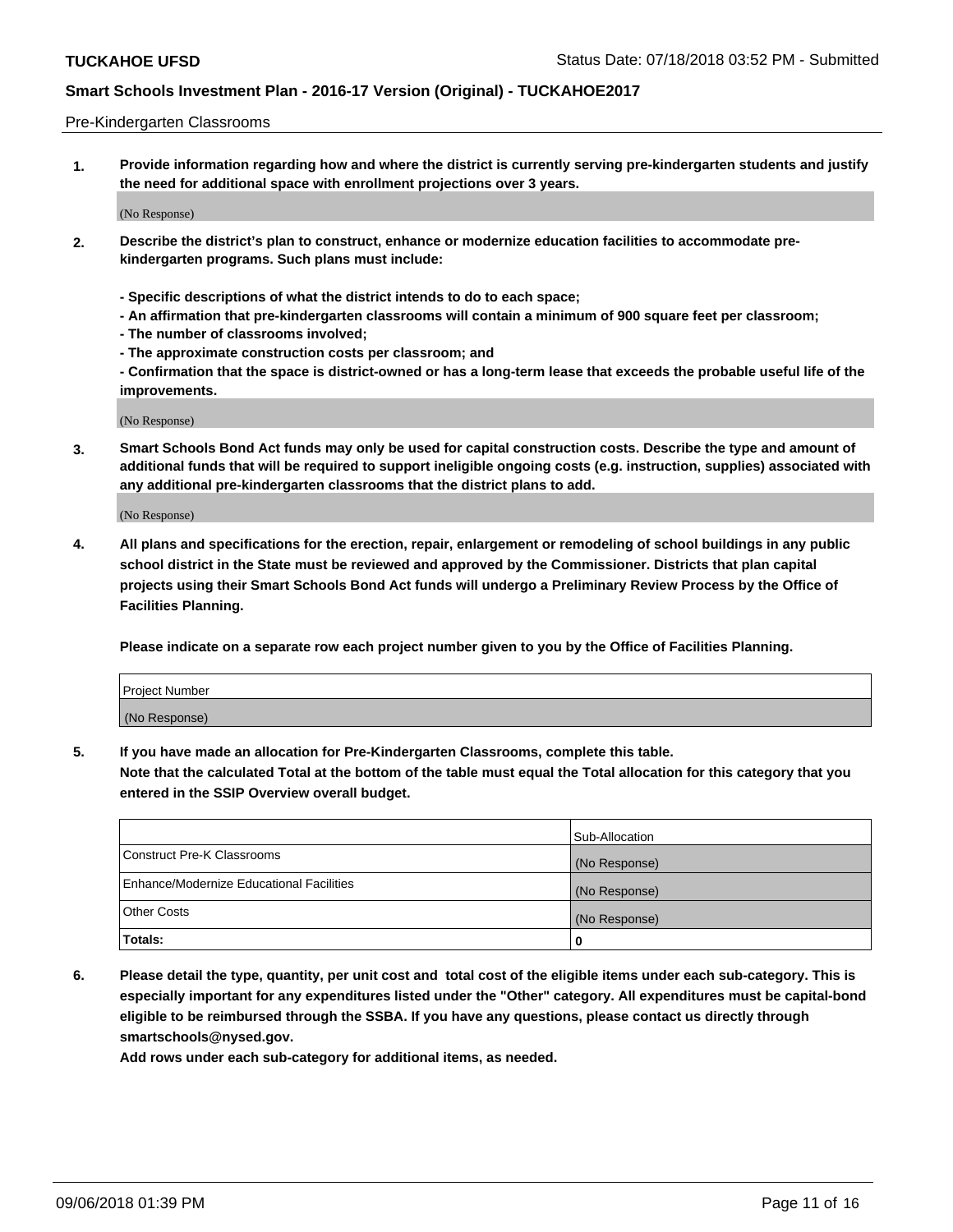Pre-Kindergarten Classrooms

**1. Provide information regarding how and where the district is currently serving pre-kindergarten students and justify the need for additional space with enrollment projections over 3 years.**

(No Response)

**2. Describe the district's plan to construct, enhance or modernize education facilities to accommodate pre-kindergarten programs. Such plans must include:**

**- Specific descriptions of what the district intends to do to each space;**
**- An affirmation that pre-kindergarten classrooms will contain a minimum of 900 square feet per classroom;**
**- The number of classrooms involved;**
**- The approximate construction costs per classroom; and**
**- Confirmation that the space is district-owned or has a long-term lease that exceeds the probable useful life of the improvements.**

(No Response)

**3. Smart Schools Bond Act funds may only be used for capital construction costs. Describe the type and amount of additional funds that will be required to support ineligible ongoing costs (e.g. instruction, supplies) associated with any additional pre-kindergarten classrooms that the district plans to add.**

(No Response)

**4. All plans and specifications for the erection, repair, enlargement or remodeling of school buildings in any public school district in the State must be reviewed and approved by the Commissioner. Districts that plan capital projects using their Smart Schools Bond Act funds will undergo a Preliminary Review Process by the Office of Facilities Planning.**

**Please indicate on a separate row each project number given to you by the Office of Facilities Planning.**

| Project Number |
|---|
| (No Response) |

**5. If you have made an allocation for Pre-Kindergarten Classrooms, complete this table.**
**Note that the calculated Total at the bottom of the table must equal the Total allocation for this category that you entered in the SSIP Overview overall budget.**

| | Sub-Allocation |
|---|---|
| Construct Pre-K Classrooms | (No Response) |
| Enhance/Modernize Educational Facilities | (No Response) |
| Other Costs | (No Response) |
| **Totals:** | **0** |

**6. Please detail the type, quantity, per unit cost and total cost of the eligible items under each sub-category. This is especially important for any expenditures listed under the "Other" category. All expenditures must be capital-bond eligible to be reimbursed through the SSBA. If you have any questions, please contact us directly through smartschools@nysed.gov.**
**Add rows under each sub-category for additional items, as needed.**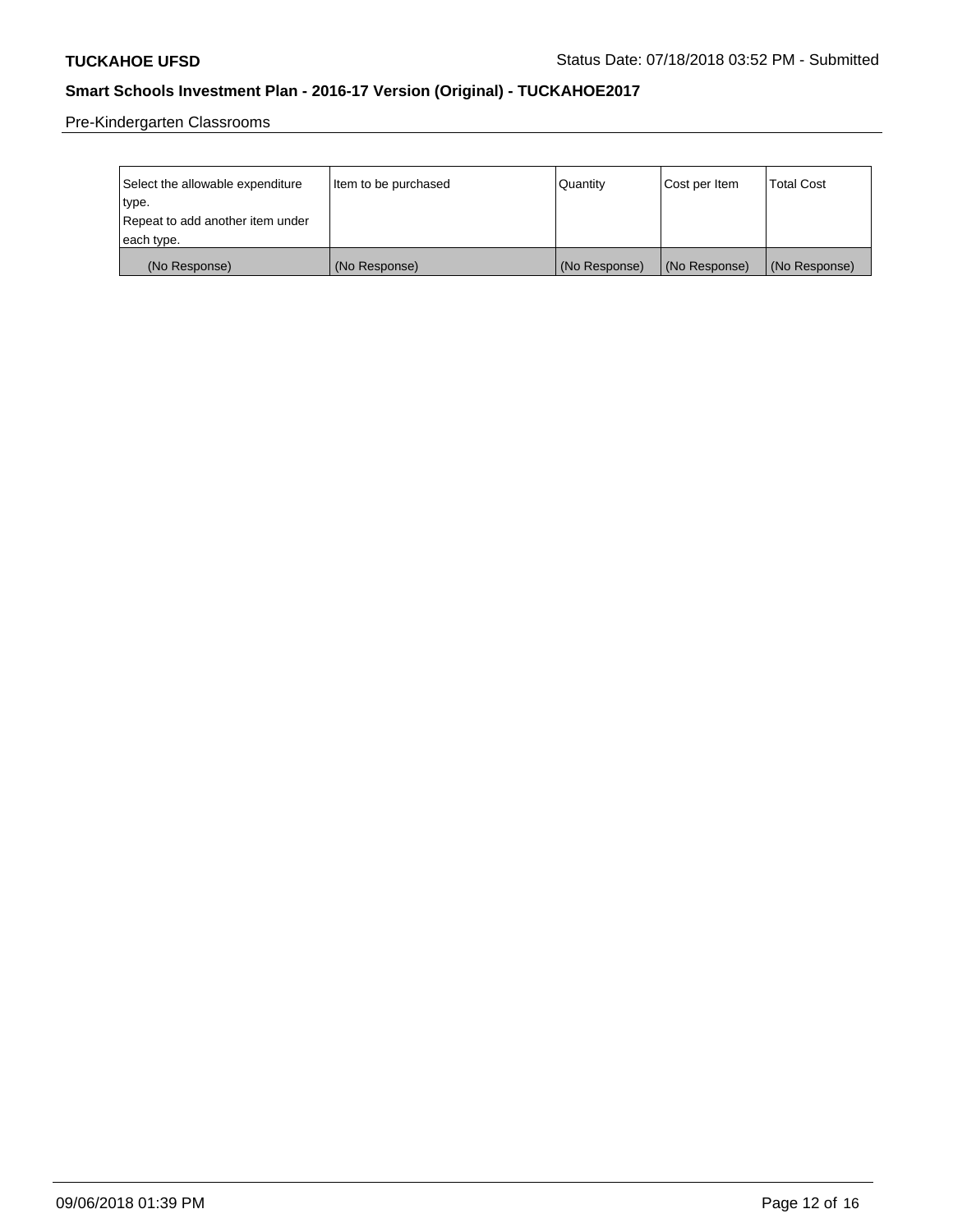Pre-Kindergarten Classrooms

| Select the allowable expenditure type. Repeat to add another item under each type. | Item to be purchased | Quantity | Cost per Item | Total Cost |
|---|---|---|---|---|
| (No Response) | (No Response) | (No Response) | (No Response) | (No Response) |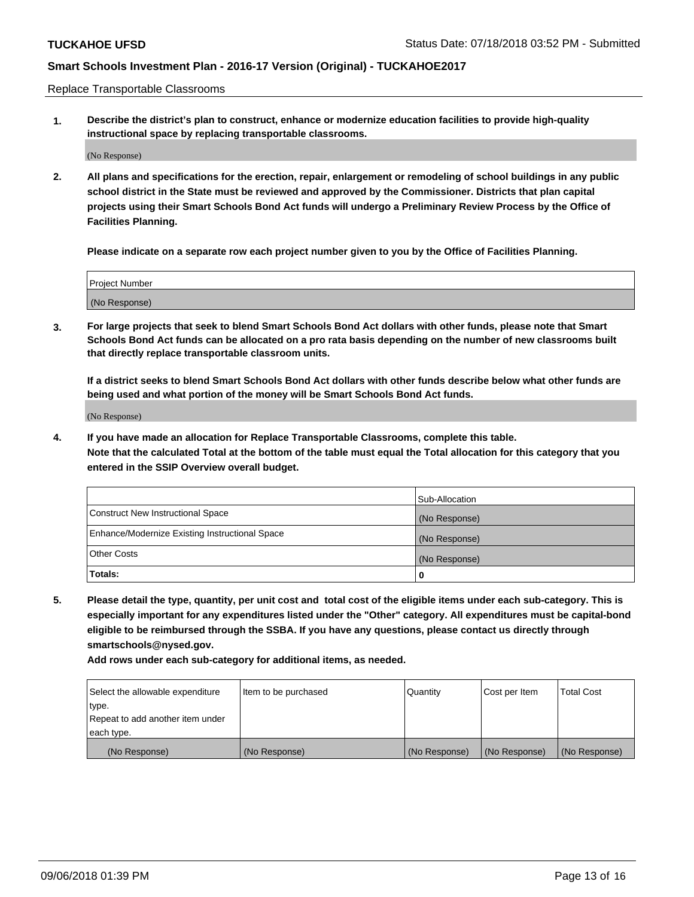Replace Transportable Classrooms

1. **Describe the district's plan to construct, enhance or modernize education facilities to provide high-quality instructional space by replacing transportable classrooms.**

(No Response)

2. **All plans and specifications for the erection, repair, enlargement or remodeling of school buildings in any public school district in the State must be reviewed and approved by the Commissioner. Districts that plan capital projects using their Smart Schools Bond Act funds will undergo a Preliminary Review Process by the Office of Facilities Planning.**

**Please indicate on a separate row each project number given to you by the Office of Facilities Planning.**

| Project Number |
|---|
| (No Response) |

3. **For large projects that seek to blend Smart Schools Bond Act dollars with other funds, please note that Smart Schools Bond Act funds can be allocated on a pro rata basis depending on the number of new classrooms built that directly replace transportable classroom units.**

**If a district seeks to blend Smart Schools Bond Act dollars with other funds describe below what other funds are being used and what portion of the money will be Smart Schools Bond Act funds.**

(No Response)

4. **If you have made an allocation for Replace Transportable Classrooms, complete this table.**
**Note that the calculated Total at the bottom of the table must equal the Total allocation for this category that you entered in the SSIP Overview overall budget.**

| | Sub-Allocation |
|---|---|
| Construct New Instructional Space | (No Response) |
| Enhance/Modernize Existing Instructional Space | (No Response) |
| Other Costs | (No Response) |
| **Totals:** | **0** |

5. **Please detail the type, quantity, per unit cost and total cost of the eligible items under each sub-category. This is especially important for any expenditures listed under the "Other" category. All expenditures must be capital-bond eligible to be reimbursed through the SSBA. If you have any questions, please contact us directly through smartschools@nysed.gov.**

**Add rows under each sub-category for additional items, as needed.**

| Select the allowable expenditure type. Repeat to add another item under each type. | Item to be purchased | Quantity | Cost per Item | Total Cost |
|---|---|---|---|---|
| (No Response) | (No Response) | (No Response) | (No Response) | (No Response) |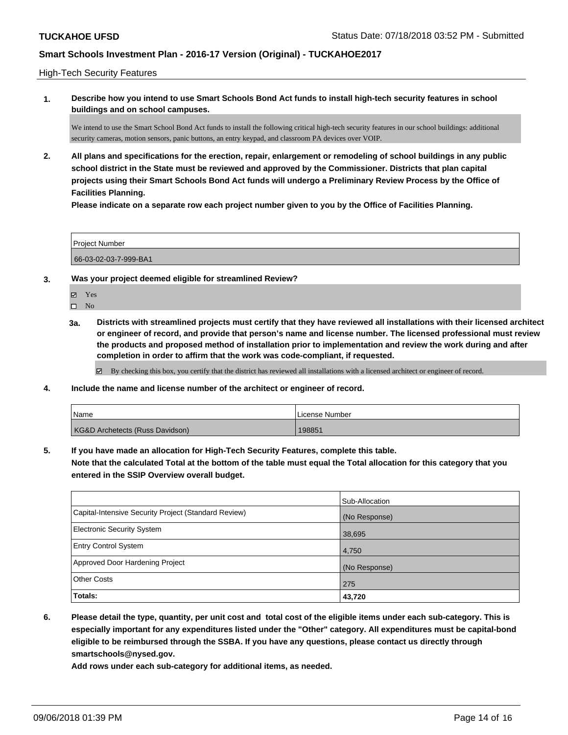High-Tech Security Features

**1. Describe how you intend to use Smart Schools Bond Act funds to install high-tech security features in school buildings and on school campuses.**

We intend to use the Smart School Bond Act funds to install the following critical high-tech security features in our school buildings: additional security cameras, motion sensors, panic buttons, an entry keypad, and classroom PA devices over VOIP.

**2. All plans and specifications for the erection, repair, enlargement or remodeling of school buildings in any public school district in the State must be reviewed and approved by the Commissioner. Districts that plan capital projects using their Smart Schools Bond Act funds will undergo a Preliminary Review Process by the Office of Facilities Planning.**
**Please indicate on a separate row each project number given to you by the Office of Facilities Planning.**

| Project Number |
| --- |
| 66-03-02-03-7-999-BA1 |

**3. Was your project deemed eligible for streamlined Review?**

- ☑ Yes
- ☐ No

**3a. Districts with streamlined projects must certify that they have reviewed all installations with their licensed architect or engineer of record, and provide that person's name and license number. The licensed professional must review the products and proposed method of installation prior to implementation and review the work during and after completion in order to affirm that the work was code-compliant, if requested.**

☑ By checking this box, you certify that the district has reviewed all installations with a licensed architect or engineer of record.

**4. Include the name and license number of the architect or engineer of record.**

| Name | License Number |
| --- | --- |
| KG&D Archetects (Russ Davidson) | 198851 |

**5. If you have made an allocation for High-Tech Security Features, complete this table.**
**Note that the calculated Total at the bottom of the table must equal the Total allocation for this category that you entered in the SSIP Overview overall budget.**

| | Sub-Allocation |
| --- | --- |
| Capital-Intensive Security Project (Standard Review) | (No Response) |
| Electronic Security System | 38,695 |
| Entry Control System | 4,750 |
| Approved Door Hardening Project | (No Response) |
| Other Costs | 275 |
| **Totals:** | **43,720** |

**6. Please detail the type, quantity, per unit cost and total cost of the eligible items under each sub-category. This is especially important for any expenditures listed under the "Other" category. All expenditures must be capital-bond eligible to be reimbursed through the SSBA. If you have any questions, please contact us directly through smartschools@nysed.gov.**
**Add rows under each sub-category for additional items, as needed.**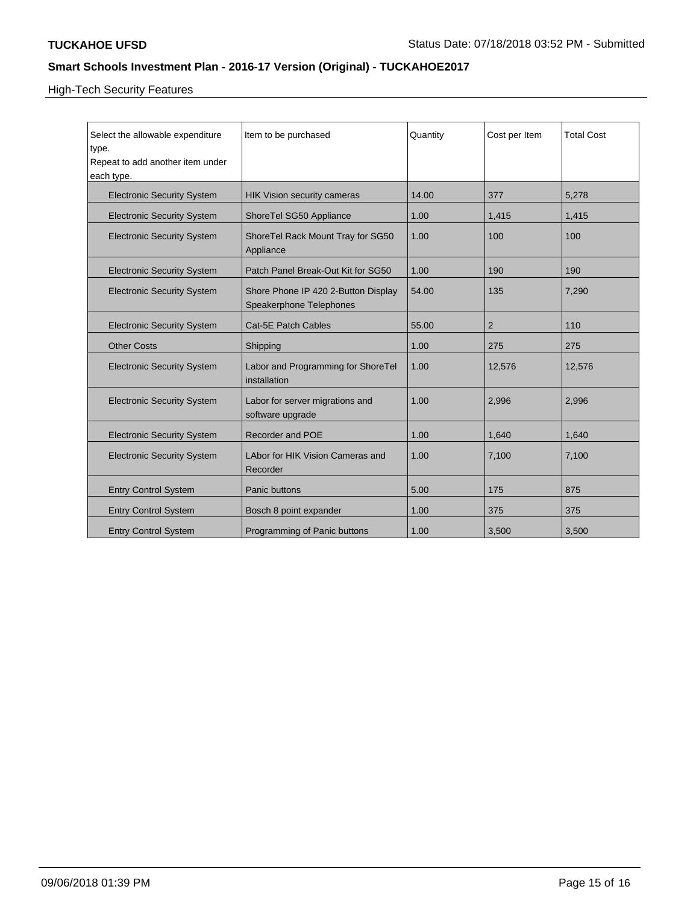High-Tech Security Features

| Select the allowable expenditure type. Repeat to add another item under each type. | Item to be purchased | Quantity | Cost per Item | Total Cost |
|---|---|---|---|---|
| Electronic Security System | HIK Vision security cameras | 14.00 | 377 | 5,278 |
| Electronic Security System | ShoreTel SG50 Appliance | 1.00 | 1,415 | 1,415 |
| Electronic Security System | ShoreTel Rack Mount Tray for SG50 Appliance | 1.00 | 100 | 100 |
| Electronic Security System | Patch Panel Break-Out Kit for SG50 | 1.00 | 190 | 190 |
| Electronic Security System | Shore Phone IP 420 2-Button Display Speakerphone Telephones | 54.00 | 135 | 7,290 |
| Electronic Security System | Cat-5E Patch Cables | 55.00 | 2 | 110 |
| Other Costs | Shipping | 1.00 | 275 | 275 |
| Electronic Security System | Labor and Programming for ShoreTel installation | 1.00 | 12,576 | 12,576 |
| Electronic Security System | Labor for server migrations and software upgrade | 1.00 | 2,996 | 2,996 |
| Electronic Security System | Recorder and POE | 1.00 | 1,640 | 1,640 |
| Electronic Security System | LAbor for HIK Vision Cameras and Recorder | 1.00 | 7,100 | 7,100 |
| Entry Control System | Panic buttons | 5.00 | 175 | 875 |
| Entry Control System | Bosch 8 point expander | 1.00 | 375 | 375 |
| Entry Control System | Programming of Panic buttons | 1.00 | 3,500 | 3,500 |